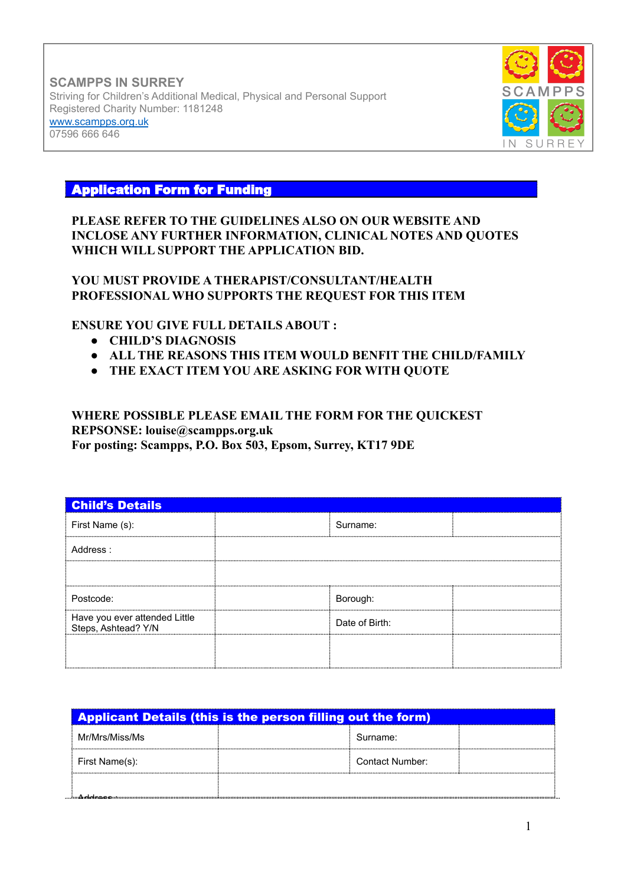**SCAMPPS IN SURREY**
Striving for Children's Additional Medical, Physical and Personal Support
Registered Charity Number: 1181248
www.scampps.org.uk
07596 666 646

SCAMPPS IN SURREY

## Application Form for Funding

**PLEASE REFER TO THE GUIDELINES ALSO ON OUR WEBSITE AND INCLOSE ANY FURTHER INFORMATION, CLINICAL NOTES AND QUOTES WHICH WILL SUPPORT THE APPLICATION BID.**

**YOU MUST PROVIDE A THERAPIST/CONSULTANT/HEALTH PROFESSIONAL WHO SUPPORTS THE REQUEST FOR THIS ITEM**

**ENSURE YOU GIVE FULL DETAILS ABOUT :**

- **CHILD'S DIAGNOSIS**
- **ALL THE REASONS THIS ITEM WOULD BENFIT THE CHILD/FAMILY**
- **THE EXACT ITEM YOU ARE ASKING FOR WITH QUOTE**

**WHERE POSSIBLE PLEASE EMAIL THE FORM FOR THE QUICKEST REPSONSE: louise@scampps.org.uk**
**For posting: Scampps, P.O. Box 503, Epsom, Surrey, KT17 9DE**

| Child's Details | | | |
|---|---|---|---|
| First Name (s): | | Surname: | |
| Address : | | | |
| | | | |
| Postcode: | | Borough: | |
| Have you ever attended Little Steps, Ashtead? Y/N | | Date of Birth: | |
| | | | |

| Applicant Details (this is the person filling out the form) | | | |
|---|---|---|---|
| Mr/Mrs/Miss/Ms | | Surname: | |
| First Name(s): | | Contact Number: | |
| Address : | | | |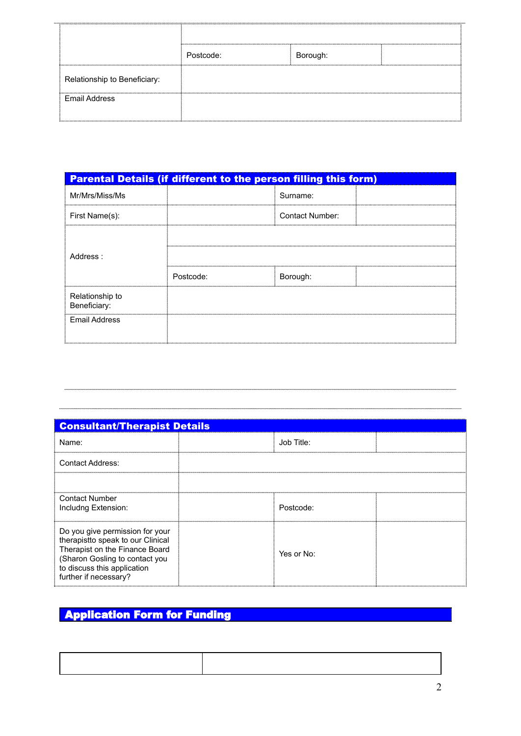| | | | |
|---|---|---|---|
| | | | |
| | Postcode: | Borough: | |
| Relationship to Beneficiary: | | | |
| Email Address | | | |

## Parental Details (if different to the person filling this form)

| | | | |
|---|---|---|---|
| Mr/Mrs/Miss/Ms | | Surname: | |
| First Name(s): | | Contact Number: | |
| Address : | | | |
| | | | |
| | Postcode: | Borough: | |
| Relationship to Beneficiary: | | | |
| Email Address | | | |

## Consultant/Therapist Details

| | | | |
|---|---|---|---|
| Name: | | Job Title: | |
| Contact Address: | | | |
| | | | |
| Contact Number Includng Extension: | | Postcode: | |
| Do you give permission for your therapistto speak to our Clinical Therapist on the Finance Board (Sharon Gosling to contact you to discuss this application further if necessary? | | Yes or No: | |

## Application Form for Funding

| | |
|---|---|
| | |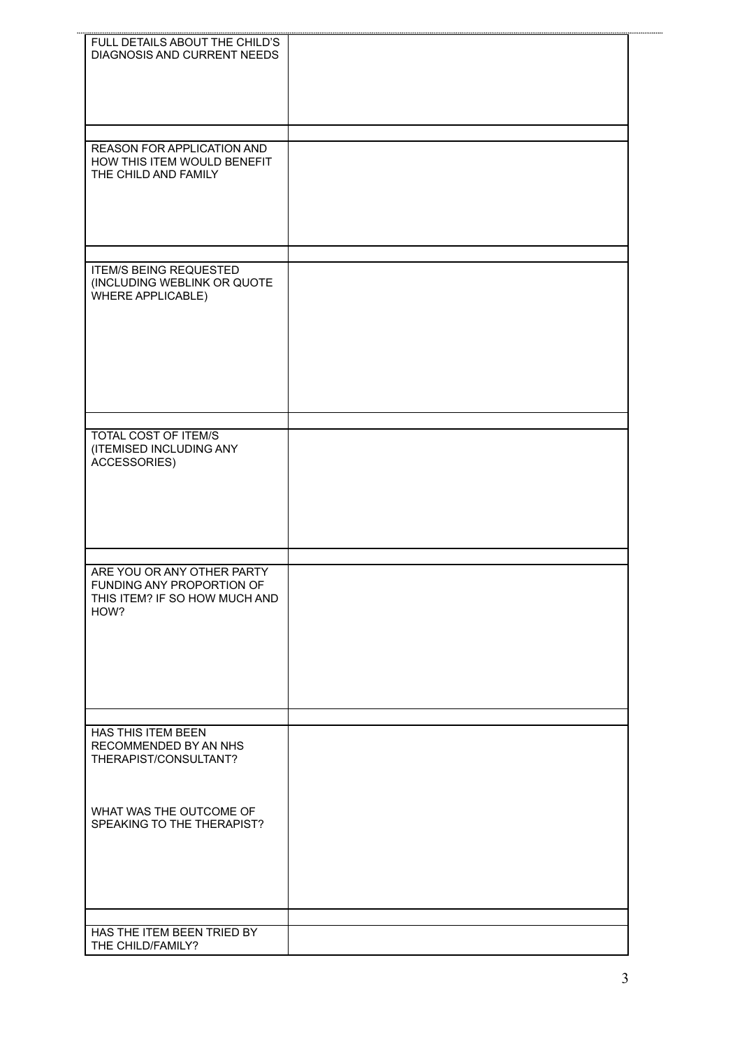| | |
|---|---|
| FULL DETAILS ABOUT THE CHILD'S DIAGNOSIS AND CURRENT NEEDS | |
| | |
| REASON FOR APPLICATION AND HOW THIS ITEM WOULD BENEFIT THE CHILD AND FAMILY | |
| | |
| ITEM/S BEING REQUESTED (INCLUDING WEBLINK OR QUOTE WHERE APPLICABLE) | |
| | |
| TOTAL COST OF ITEM/S (ITEMISED INCLUDING ANY ACCESSORIES) | |
| | |
| ARE YOU OR ANY OTHER PARTY FUNDING ANY PROPORTION OF THIS ITEM? IF SO HOW MUCH AND HOW? | |
| | |
| HAS THIS ITEM BEEN RECOMMENDED BY AN NHS THERAPIST/CONSULTANT?<br><br>WHAT WAS THE OUTCOME OF SPEAKING TO THE THERAPIST? | |
| | |
| HAS THE ITEM BEEN TRIED BY THE CHILD/FAMILY? | |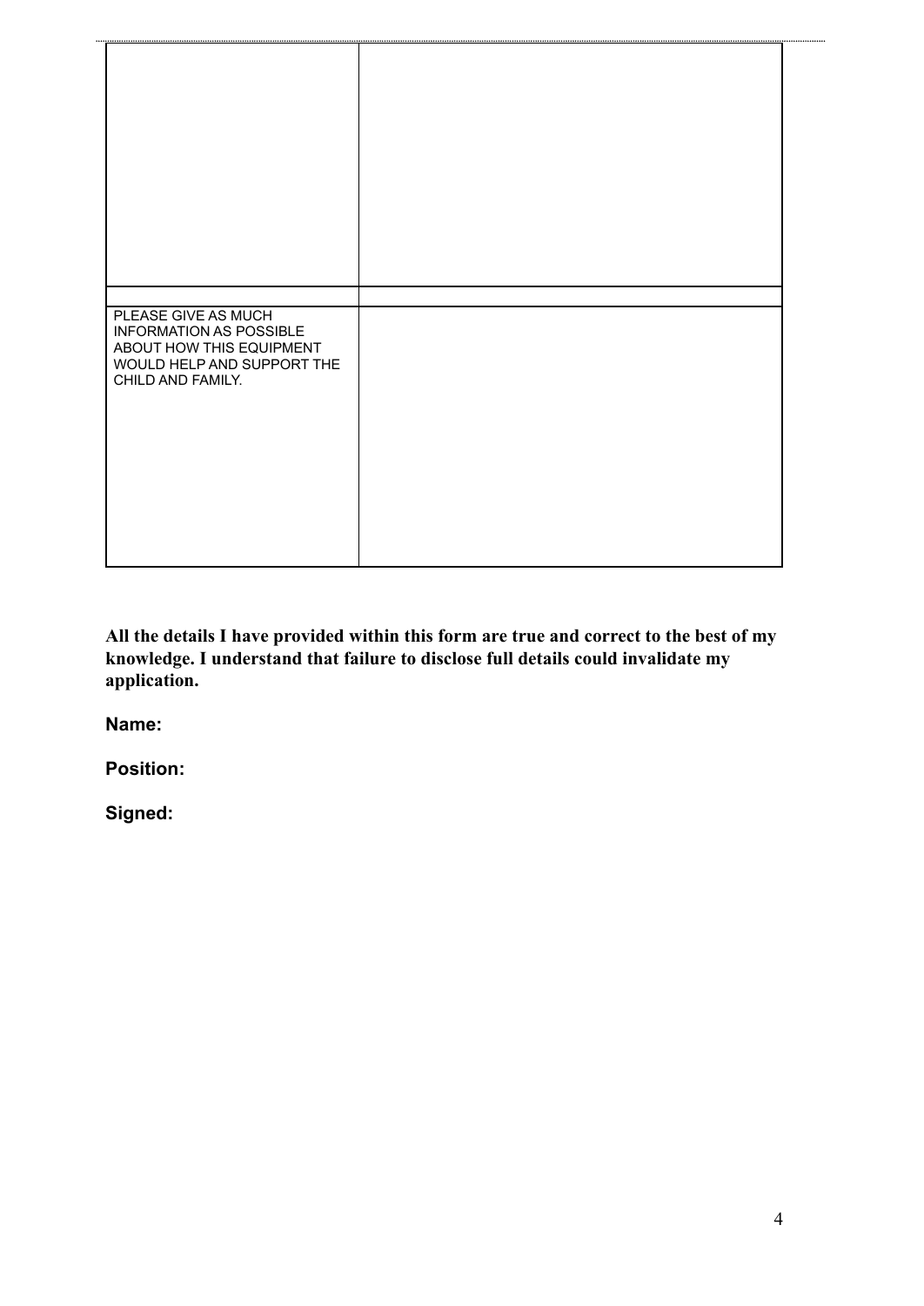| | |
|---|---|
| | |
| | |
| PLEASE GIVE AS MUCH INFORMATION AS POSSIBLE ABOUT HOW THIS EQUIPMENT WOULD HELP AND SUPPORT THE CHILD AND FAMILY. | |

**All the details I have provided within this form are true and correct to the best of my knowledge. I understand that failure to disclose full details could invalidate my application.**

**Name:**

**Position:**

**Signed:**